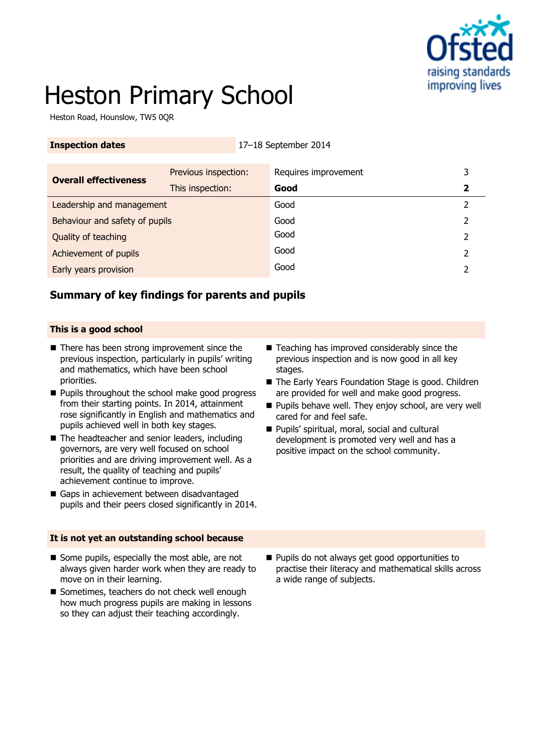# Heston Primary School

Heston Road, Hounslow, TW5 0QR

| **Inspection dates** | 17–18 September 2014 |
|---|---|

| **Overall effectiveness** | Previous inspection: | Requires improvement | 3 |
|---|---|---|---|
| | This inspection: | **Good** | **2** |
| Leadership and management | | Good | 2 |
| Behaviour and safety of pupils | | Good | 2 |
| Quality of teaching | | Good | 2 |
| Achievement of pupils | | Good | 2 |
| Early years provision | | Good | 2 |

## Summary of key findings for parents and pupils

### This is a good school

- There has been strong improvement since the previous inspection, particularly in pupils' writing and mathematics, which have been school priorities.
- Pupils throughout the school make good progress from their starting points. In 2014, attainment rose significantly in English and mathematics and pupils achieved well in both key stages.
- The headteacher and senior leaders, including governors, are very well focused on school priorities and are driving improvement well. As a result, the quality of teaching and pupils' achievement continue to improve.
- Gaps in achievement between disadvantaged pupils and their peers closed significantly in 2014.
- Teaching has improved considerably since the previous inspection and is now good in all key stages.
- The Early Years Foundation Stage is good. Children are provided for well and make good progress.
- Pupils behave well. They enjoy school, are very well cared for and feel safe.
- Pupils' spiritual, moral, social and cultural development is promoted very well and has a positive impact on the school community.

### It is not yet an outstanding school because

- Some pupils, especially the most able, are not always given harder work when they are ready to move on in their learning.
- Sometimes, teachers do not check well enough how much progress pupils are making in lessons so they can adjust their teaching accordingly.
- Pupils do not always get good opportunities to practise their literacy and mathematical skills across a wide range of subjects.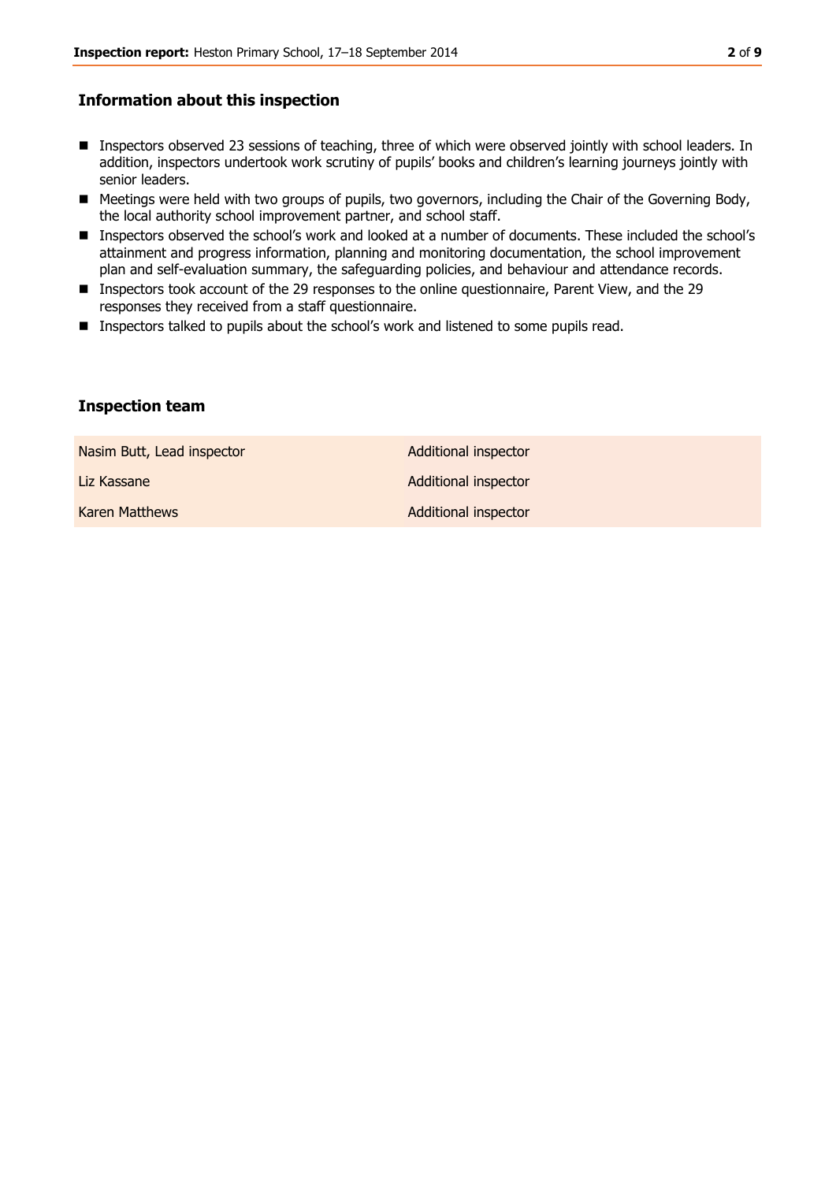## Information about this inspection

- Inspectors observed 23 sessions of teaching, three of which were observed jointly with school leaders. In addition, inspectors undertook work scrutiny of pupils' books and children's learning journeys jointly with senior leaders.
- Meetings were held with two groups of pupils, two governors, including the Chair of the Governing Body, the local authority school improvement partner, and school staff.
- Inspectors observed the school's work and looked at a number of documents. These included the school's attainment and progress information, planning and monitoring documentation, the school improvement plan and self-evaluation summary, the safeguarding policies, and behaviour and attendance records.
- Inspectors took account of the 29 responses to the online questionnaire, Parent View, and the 29 responses they received from a staff questionnaire.
- Inspectors talked to pupils about the school's work and listened to some pupils read.

## Inspection team

| | |
|---|---|
| Nasim Butt, Lead inspector | Additional inspector |
| Liz Kassane | Additional inspector |
| Karen Matthews | Additional inspector |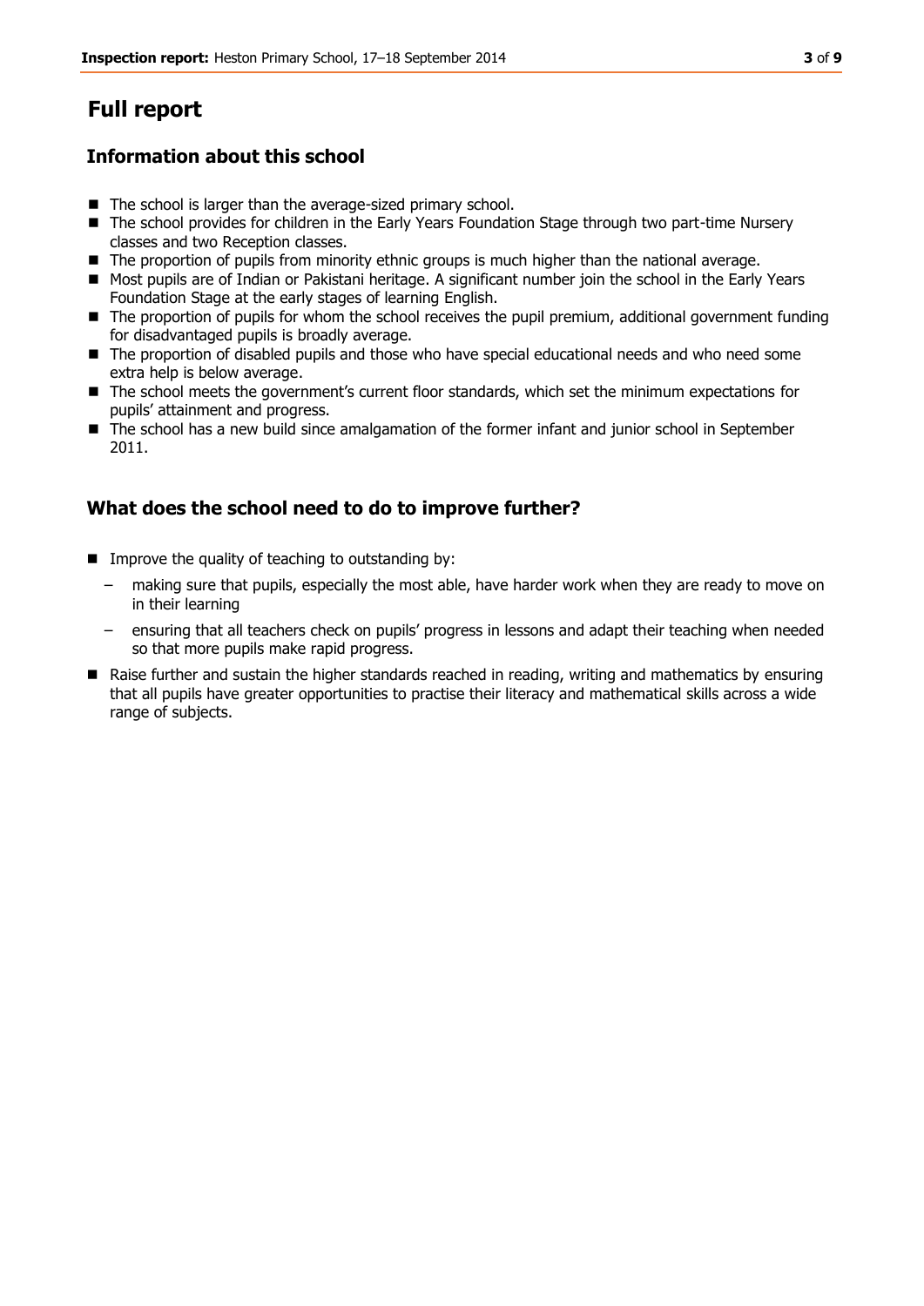# Full report

## Information about this school

- The school is larger than the average-sized primary school.
- The school provides for children in the Early Years Foundation Stage through two part-time Nursery classes and two Reception classes.
- The proportion of pupils from minority ethnic groups is much higher than the national average.
- Most pupils are of Indian or Pakistani heritage. A significant number join the school in the Early Years Foundation Stage at the early stages of learning English.
- The proportion of pupils for whom the school receives the pupil premium, additional government funding for disadvantaged pupils is broadly average.
- The proportion of disabled pupils and those who have special educational needs and who need some extra help is below average.
- The school meets the government's current floor standards, which set the minimum expectations for pupils' attainment and progress.
- The school has a new build since amalgamation of the former infant and junior school in September 2011.

## What does the school need to do to improve further?

- Improve the quality of teaching to outstanding by:
  - making sure that pupils, especially the most able, have harder work when they are ready to move on in their learning
  - ensuring that all teachers check on pupils' progress in lessons and adapt their teaching when needed so that more pupils make rapid progress.
- Raise further and sustain the higher standards reached in reading, writing and mathematics by ensuring that all pupils have greater opportunities to practise their literacy and mathematical skills across a wide range of subjects.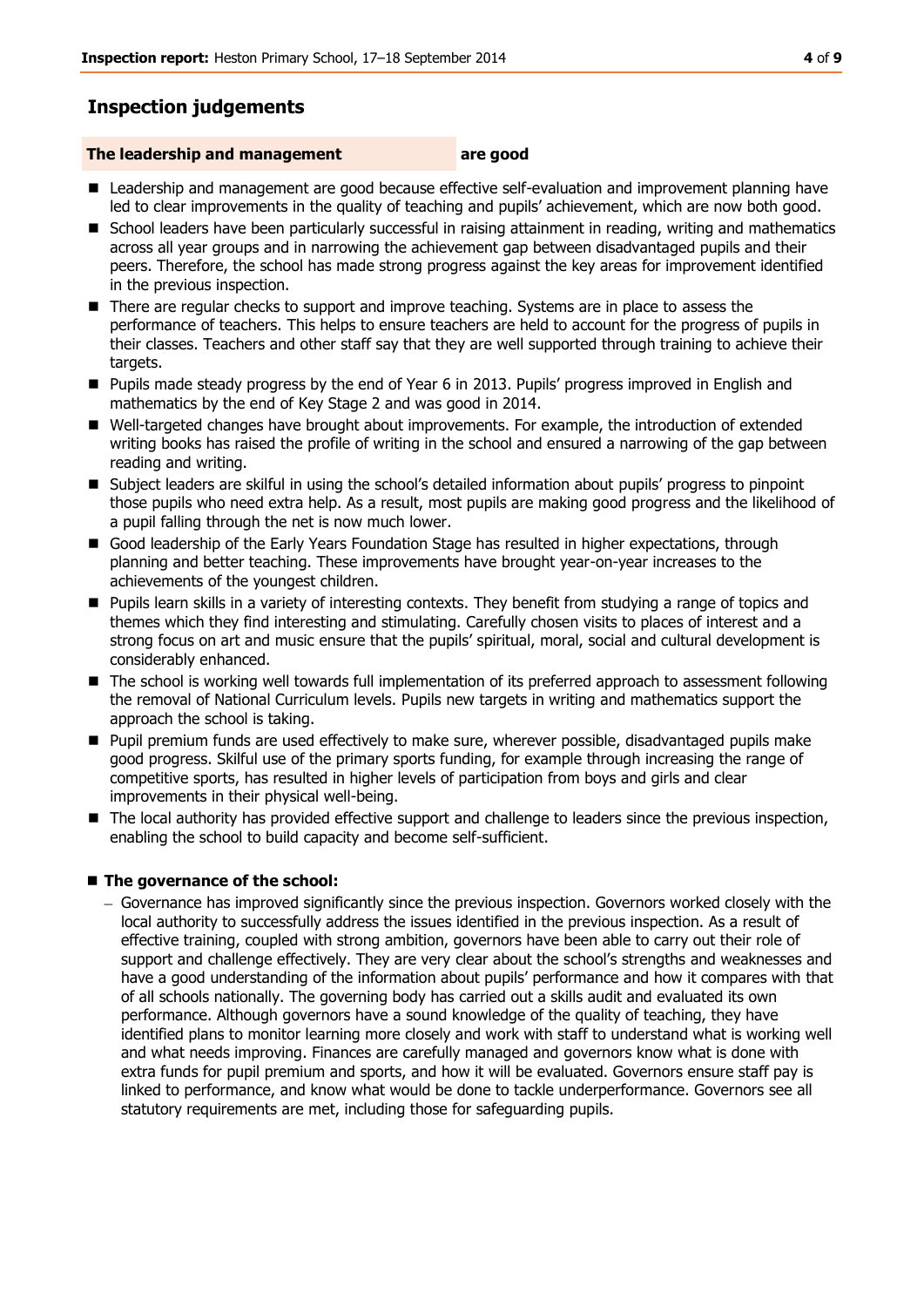## Inspection judgements

**The leadership and management are good**

- Leadership and management are good because effective self-evaluation and improvement planning have led to clear improvements in the quality of teaching and pupils' achievement, which are now both good.
- School leaders have been particularly successful in raising attainment in reading, writing and mathematics across all year groups and in narrowing the achievement gap between disadvantaged pupils and their peers. Therefore, the school has made strong progress against the key areas for improvement identified in the previous inspection.
- There are regular checks to support and improve teaching. Systems are in place to assess the performance of teachers. This helps to ensure teachers are held to account for the progress of pupils in their classes. Teachers and other staff say that they are well supported through training to achieve their targets.
- Pupils made steady progress by the end of Year 6 in 2013. Pupils' progress improved in English and mathematics by the end of Key Stage 2 and was good in 2014.
- Well-targeted changes have brought about improvements. For example, the introduction of extended writing books has raised the profile of writing in the school and ensured a narrowing of the gap between reading and writing.
- Subject leaders are skilful in using the school's detailed information about pupils' progress to pinpoint those pupils who need extra help. As a result, most pupils are making good progress and the likelihood of a pupil falling through the net is now much lower.
- Good leadership of the Early Years Foundation Stage has resulted in higher expectations, through planning and better teaching. These improvements have brought year-on-year increases to the achievements of the youngest children.
- Pupils learn skills in a variety of interesting contexts. They benefit from studying a range of topics and themes which they find interesting and stimulating. Carefully chosen visits to places of interest and a strong focus on art and music ensure that the pupils' spiritual, moral, social and cultural development is considerably enhanced.
- The school is working well towards full implementation of its preferred approach to assessment following the removal of National Curriculum levels. Pupils new targets in writing and mathematics support the approach the school is taking.
- Pupil premium funds are used effectively to make sure, wherever possible, disadvantaged pupils make good progress. Skilful use of the primary sports funding, for example through increasing the range of competitive sports, has resulted in higher levels of participation from boys and girls and clear improvements in their physical well-being.
- The local authority has provided effective support and challenge to leaders since the previous inspection, enabling the school to build capacity and become self-sufficient.

- **The governance of the school:**
  - Governance has improved significantly since the previous inspection. Governors worked closely with the local authority to successfully address the issues identified in the previous inspection. As a result of effective training, coupled with strong ambition, governors have been able to carry out their role of support and challenge effectively. They are very clear about the school's strengths and weaknesses and have a good understanding of the information about pupils' performance and how it compares with that of all schools nationally. The governing body has carried out a skills audit and evaluated its own performance. Although governors have a sound knowledge of the quality of teaching, they have identified plans to monitor learning more closely and work with staff to understand what is working well and what needs improving. Finances are carefully managed and governors know what is done with extra funds for pupil premium and sports, and how it will be evaluated. Governors ensure staff pay is linked to performance, and know what would be done to tackle underperformance. Governors see all statutory requirements are met, including those for safeguarding pupils.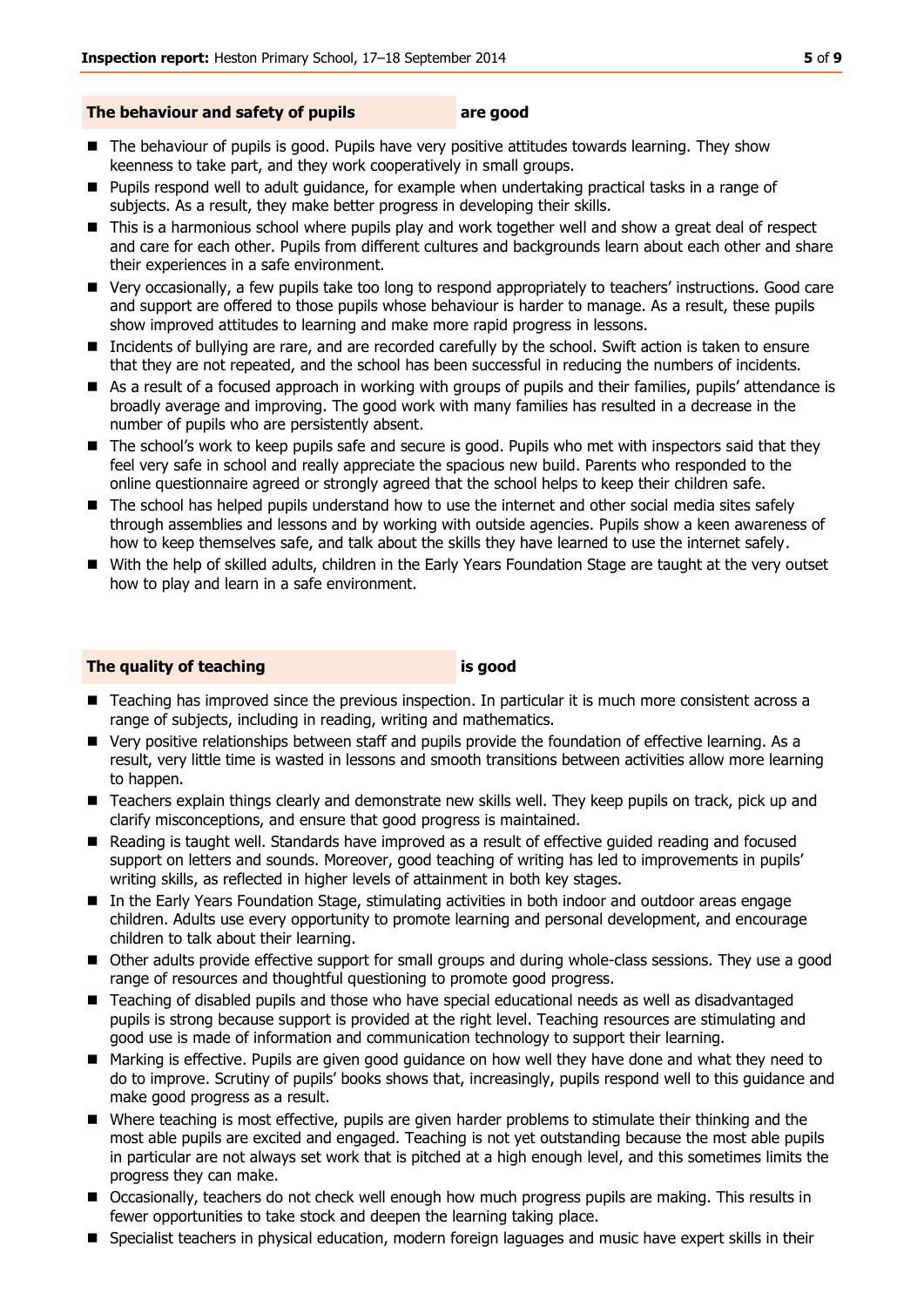**The behaviour and safety of pupils** **are good**

- The behaviour of pupils is good. Pupils have very positive attitudes towards learning. They show keenness to take part, and they work cooperatively in small groups.
- Pupils respond well to adult guidance, for example when undertaking practical tasks in a range of subjects. As a result, they make better progress in developing their skills.
- This is a harmonious school where pupils play and work together well and show a great deal of respect and care for each other. Pupils from different cultures and backgrounds learn about each other and share their experiences in a safe environment.
- Very occasionally, a few pupils take too long to respond appropriately to teachers' instructions. Good care and support are offered to those pupils whose behaviour is harder to manage. As a result, these pupils show improved attitudes to learning and make more rapid progress in lessons.
- Incidents of bullying are rare, and are recorded carefully by the school. Swift action is taken to ensure that they are not repeated, and the school has been successful in reducing the numbers of incidents.
- As a result of a focused approach in working with groups of pupils and their families, pupils' attendance is broadly average and improving. The good work with many families has resulted in a decrease in the number of pupils who are persistently absent.
- The school's work to keep pupils safe and secure is good. Pupils who met with inspectors said that they feel very safe in school and really appreciate the spacious new build. Parents who responded to the online questionnaire agreed or strongly agreed that the school helps to keep their children safe.
- The school has helped pupils understand how to use the internet and other social media sites safely through assemblies and lessons and by working with outside agencies. Pupils show a keen awareness of how to keep themselves safe, and talk about the skills they have learned to use the internet safely.
- With the help of skilled adults, children in the Early Years Foundation Stage are taught at the very outset how to play and learn in a safe environment.

**The quality of teaching** **is good**

- Teaching has improved since the previous inspection. In particular it is much more consistent across a range of subjects, including in reading, writing and mathematics.
- Very positive relationships between staff and pupils provide the foundation of effective learning. As a result, very little time is wasted in lessons and smooth transitions between activities allow more learning to happen.
- Teachers explain things clearly and demonstrate new skills well. They keep pupils on track, pick up and clarify misconceptions, and ensure that good progress is maintained.
- Reading is taught well. Standards have improved as a result of effective guided reading and focused support on letters and sounds. Moreover, good teaching of writing has led to improvements in pupils' writing skills, as reflected in higher levels of attainment in both key stages.
- In the Early Years Foundation Stage, stimulating activities in both indoor and outdoor areas engage children. Adults use every opportunity to promote learning and personal development, and encourage children to talk about their learning.
- Other adults provide effective support for small groups and during whole-class sessions. They use a good range of resources and thoughtful questioning to promote good progress.
- Teaching of disabled pupils and those who have special educational needs as well as disadvantaged pupils is strong because support is provided at the right level. Teaching resources are stimulating and good use is made of information and communication technology to support their learning.
- Marking is effective. Pupils are given good guidance on how well they have done and what they need to do to improve. Scrutiny of pupils' books shows that, increasingly, pupils respond well to this guidance and make good progress as a result.
- Where teaching is most effective, pupils are given harder problems to stimulate their thinking and the most able pupils are excited and engaged. Teaching is not yet outstanding because the most able pupils in particular are not always set work that is pitched at a high enough level, and this sometimes limits the progress they can make.
- Occasionally, teachers do not check well enough how much progress pupils are making. This results in fewer opportunities to take stock and deepen the learning taking place.
- Specialist teachers in physical education, modern foreign laguages and music have expert skills in their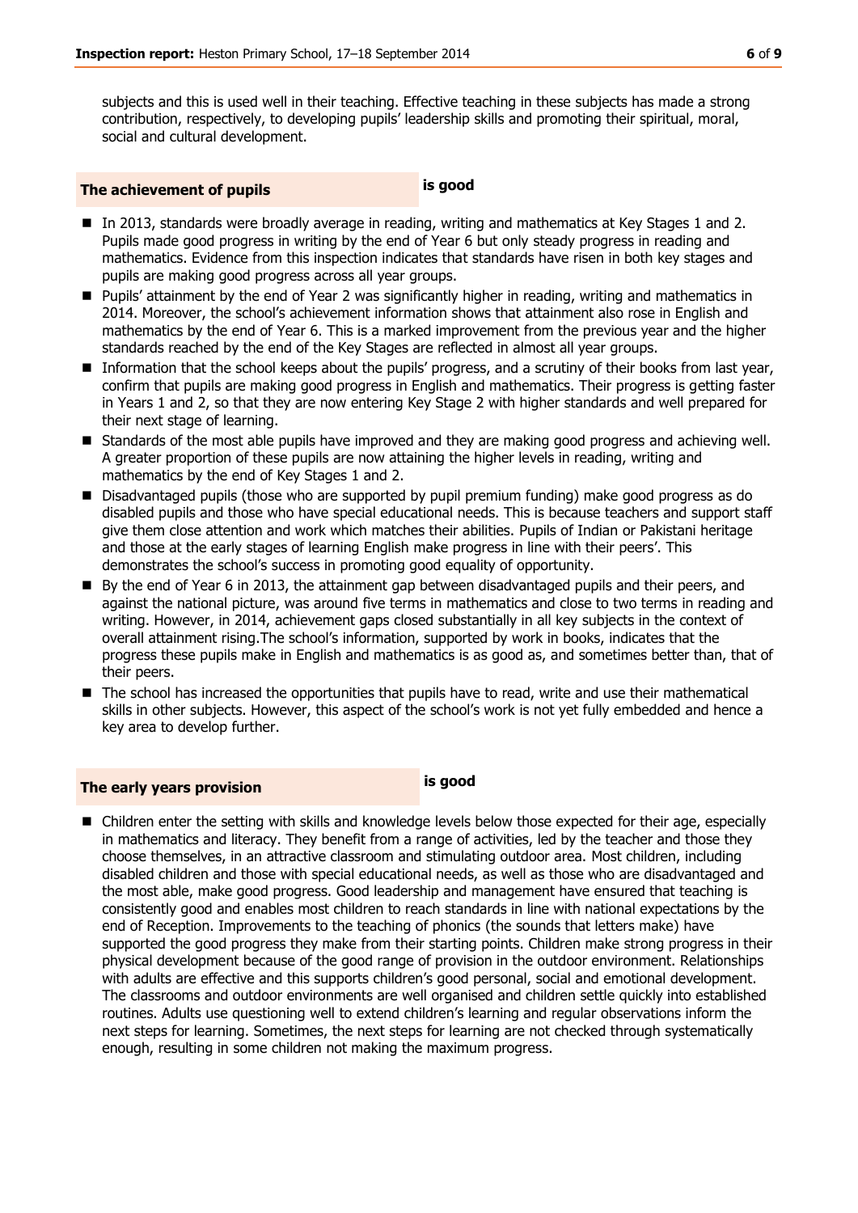subjects and this is used well in their teaching. Effective teaching in these subjects has made a strong contribution, respectively, to developing pupils' leadership skills and promoting their spiritual, moral, social and cultural development.

### The achievement of pupils **is good**

- In 2013, standards were broadly average in reading, writing and mathematics at Key Stages 1 and 2. Pupils made good progress in writing by the end of Year 6 but only steady progress in reading and mathematics. Evidence from this inspection indicates that standards have risen in both key stages and pupils are making good progress across all year groups.
- Pupils' attainment by the end of Year 2 was significantly higher in reading, writing and mathematics in 2014. Moreover, the school's achievement information shows that attainment also rose in English and mathematics by the end of Year 6. This is a marked improvement from the previous year and the higher standards reached by the end of the Key Stages are reflected in almost all year groups.
- Information that the school keeps about the pupils' progress, and a scrutiny of their books from last year, confirm that pupils are making good progress in English and mathematics. Their progress is getting faster in Years 1 and 2, so that they are now entering Key Stage 2 with higher standards and well prepared for their next stage of learning.
- Standards of the most able pupils have improved and they are making good progress and achieving well. A greater proportion of these pupils are now attaining the higher levels in reading, writing and mathematics by the end of Key Stages 1 and 2.
- Disadvantaged pupils (those who are supported by pupil premium funding) make good progress as do disabled pupils and those who have special educational needs. This is because teachers and support staff give them close attention and work which matches their abilities. Pupils of Indian or Pakistani heritage and those at the early stages of learning English make progress in line with their peers'. This demonstrates the school's success in promoting good equality of opportunity.
- By the end of Year 6 in 2013, the attainment gap between disadvantaged pupils and their peers, and against the national picture, was around five terms in mathematics and close to two terms in reading and writing. However, in 2014, achievement gaps closed substantially in all key subjects in the context of overall attainment rising.The school's information, supported by work in books, indicates that the progress these pupils make in English and mathematics is as good as, and sometimes better than, that of their peers.
- The school has increased the opportunities that pupils have to read, write and use their mathematical skills in other subjects. However, this aspect of the school's work is not yet fully embedded and hence a key area to develop further.

### The early years provision **is good**

- Children enter the setting with skills and knowledge levels below those expected for their age, especially in mathematics and literacy. They benefit from a range of activities, led by the teacher and those they choose themselves, in an attractive classroom and stimulating outdoor area. Most children, including disabled children and those with special educational needs, as well as those who are disadvantaged and the most able, make good progress. Good leadership and management have ensured that teaching is consistently good and enables most children to reach standards in line with national expectations by the end of Reception. Improvements to the teaching of phonics (the sounds that letters make) have supported the good progress they make from their starting points. Children make strong progress in their physical development because of the good range of provision in the outdoor environment. Relationships with adults are effective and this supports children's good personal, social and emotional development. The classrooms and outdoor environments are well organised and children settle quickly into established routines. Adults use questioning well to extend children's learning and regular observations inform the next steps for learning. Sometimes, the next steps for learning are not checked through systematically enough, resulting in some children not making the maximum progress.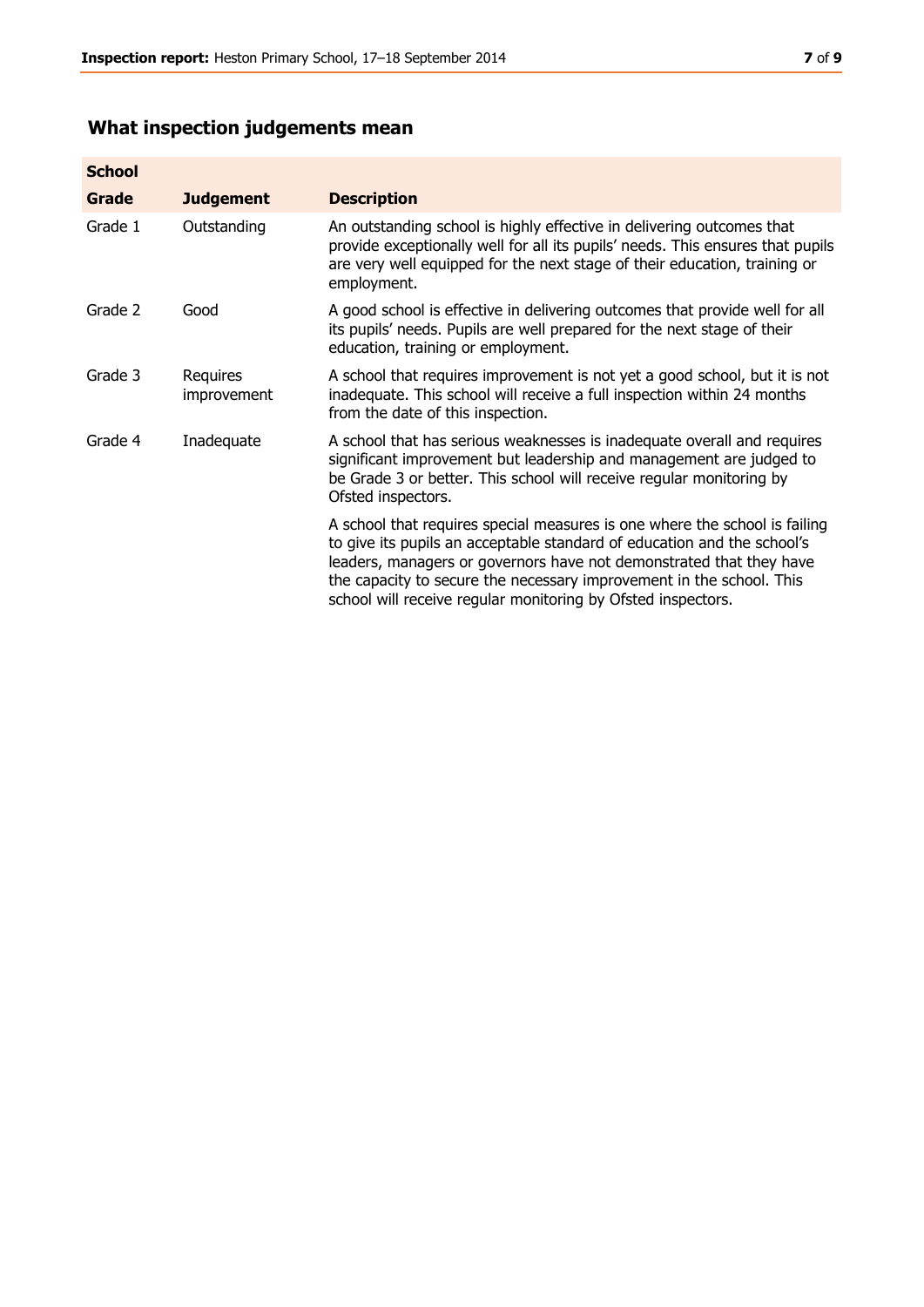## What inspection judgements mean

| School | | |
|---|---|---|
| **Grade** | **Judgement** | **Description** |
| Grade 1 | Outstanding | An outstanding school is highly effective in delivering outcomes that provide exceptionally well for all its pupils' needs. This ensures that pupils are very well equipped for the next stage of their education, training or employment. |
| Grade 2 | Good | A good school is effective in delivering outcomes that provide well for all its pupils' needs. Pupils are well prepared for the next stage of their education, training or employment. |
| Grade 3 | Requires improvement | A school that requires improvement is not yet a good school, but it is not inadequate. This school will receive a full inspection within 24 months from the date of this inspection. |
| Grade 4 | Inadequate | A school that has serious weaknesses is inadequate overall and requires significant improvement but leadership and management are judged to be Grade 3 or better. This school will receive regular monitoring by Ofsted inspectors. |
| | | A school that requires special measures is one where the school is failing to give its pupils an acceptable standard of education and the school's leaders, managers or governors have not demonstrated that they have the capacity to secure the necessary improvement in the school. This school will receive regular monitoring by Ofsted inspectors. |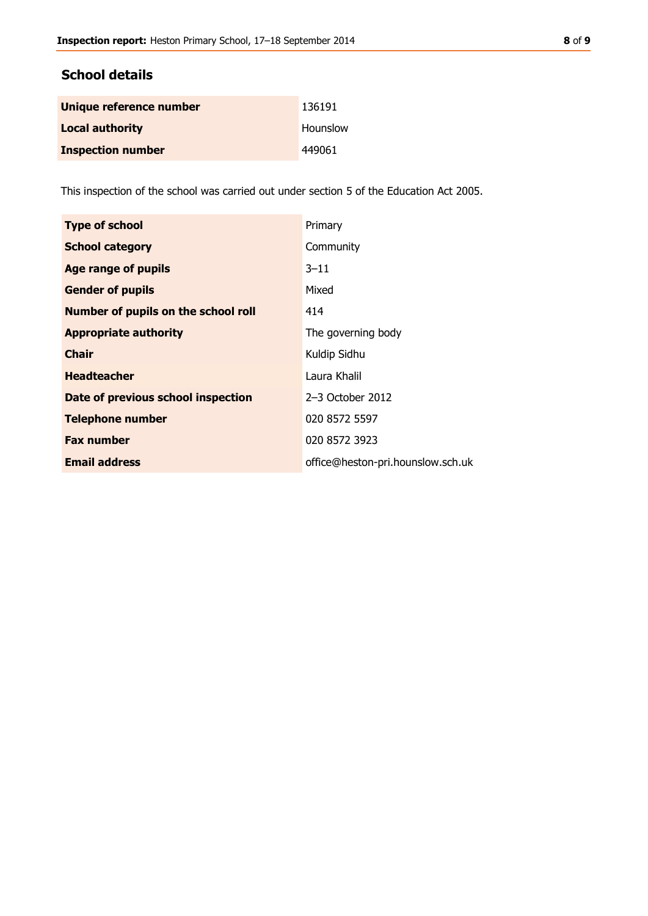## School details

| | |
|---|---|
| **Unique reference number** | 136191 |
| **Local authority** | Hounslow |
| **Inspection number** | 449061 |

This inspection of the school was carried out under section 5 of the Education Act 2005.

| | |
|---|---|
| **Type of school** | Primary |
| **School category** | Community |
| **Age range of pupils** | 3–11 |
| **Gender of pupils** | Mixed |
| **Number of pupils on the school roll** | 414 |
| **Appropriate authority** | The governing body |
| **Chair** | Kuldip Sidhu |
| **Headteacher** | Laura Khalil |
| **Date of previous school inspection** | 2–3 October 2012 |
| **Telephone number** | 020 8572 5597 |
| **Fax number** | 020 8572 3923 |
| **Email address** | office@heston-pri.hounslow.sch.uk |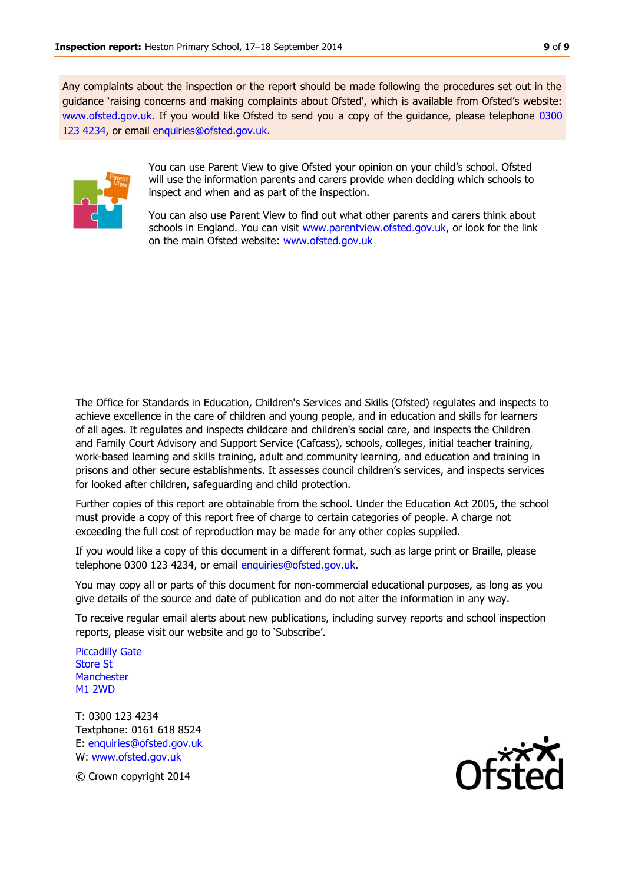Any complaints about the inspection or the report should be made following the procedures set out in the guidance 'raising concerns and making complaints about Ofsted', which is available from Ofsted's website: www.ofsted.gov.uk. If you would like Ofsted to send you a copy of the guidance, please telephone 0300 123 4234, or email enquiries@ofsted.gov.uk.

You can use Parent View to give Ofsted your opinion on your child's school. Ofsted will use the information parents and carers provide when deciding which schools to inspect and when and as part of the inspection.

You can also use Parent View to find out what other parents and carers think about schools in England. You can visit www.parentview.ofsted.gov.uk, or look for the link on the main Ofsted website: www.ofsted.gov.uk

The Office for Standards in Education, Children's Services and Skills (Ofsted) regulates and inspects to achieve excellence in the care of children and young people, and in education and skills for learners of all ages. It regulates and inspects childcare and children's social care, and inspects the Children and Family Court Advisory and Support Service (Cafcass), schools, colleges, initial teacher training, work-based learning and skills training, adult and community learning, and education and training in prisons and other secure establishments. It assesses council children's services, and inspects services for looked after children, safeguarding and child protection.

Further copies of this report are obtainable from the school. Under the Education Act 2005, the school must provide a copy of this report free of charge to certain categories of people. A charge not exceeding the full cost of reproduction may be made for any other copies supplied.

If you would like a copy of this document in a different format, such as large print or Braille, please telephone 0300 123 4234, or email enquiries@ofsted.gov.uk.

You may copy all or parts of this document for non-commercial educational purposes, as long as you give details of the source and date of publication and do not alter the information in any way.

To receive regular email alerts about new publications, including survey reports and school inspection reports, please visit our website and go to 'Subscribe'.

Piccadilly Gate
Store St
Manchester
M1 2WD

T: 0300 123 4234
Textphone: 0161 618 8524
E: enquiries@ofsted.gov.uk
W: www.ofsted.gov.uk

© Crown copyright 2014